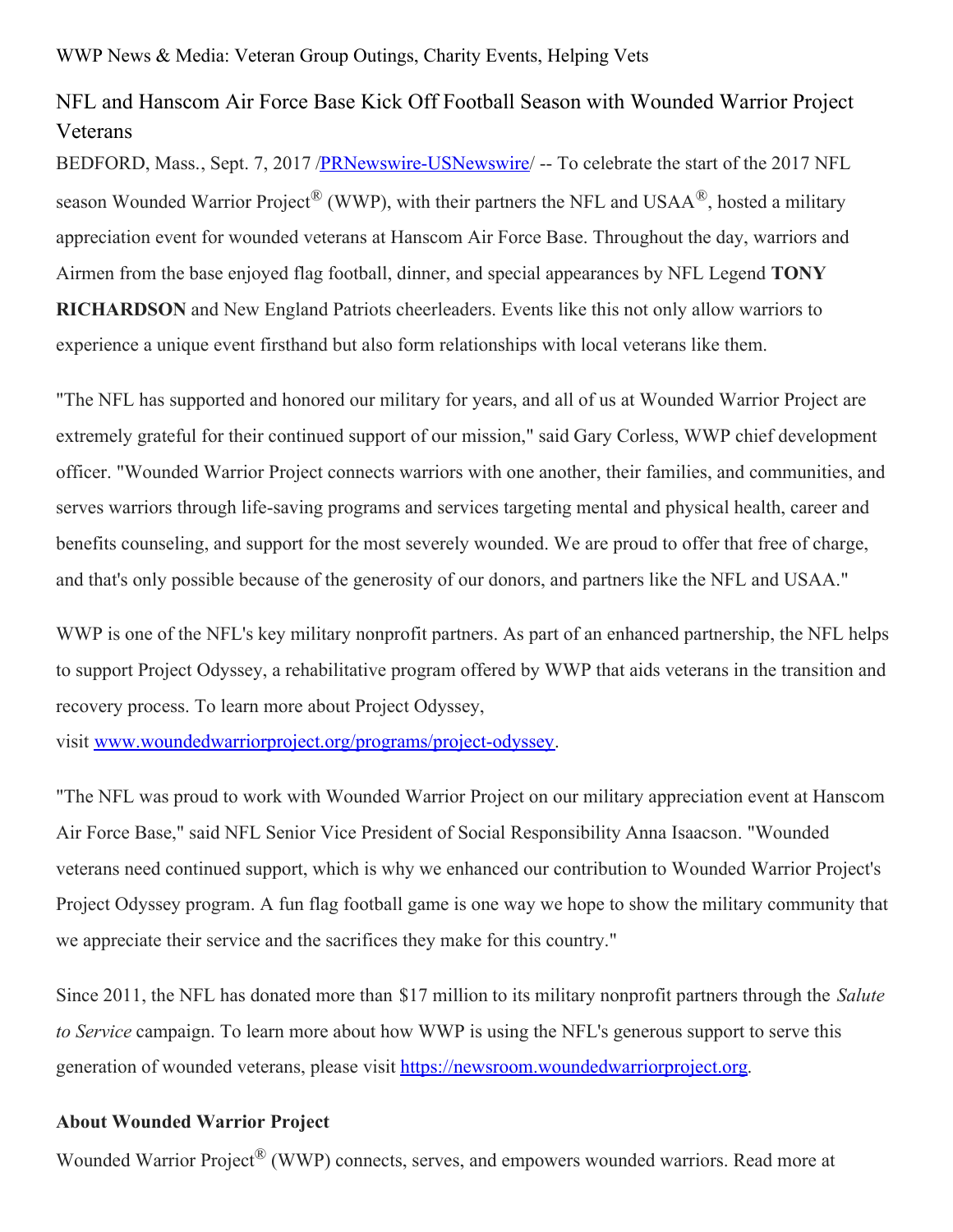WWP News & Media: Veteran Group Outings, Charity Events, Helping Vets

# NFL and Hanscom Air Force Base Kick Off Football Season with Wounded Warrior Project Veterans

BEDFORD, Mass., Sept. 7, 2017 /[PRNewswire-USNewswire](http://www.prnewswire.com/)/ -- To celebrate the start of the 2017 NFL season Wounded Warrior Project® (WWP), with their partners the NFL and USAA®, hosted a military appreciation event for wounded veterans at Hanscom Air Force Base. Throughout the day, warriors and Airmen from the base enjoyed flag football, dinner, and special appearances by NFL Legend **TONY RICHARDSON** and New England Patriots cheerleaders. Events like this not only allow warriors to experience a unique event firsthand but also form relationships with local veterans like them.

"The NFL has supported and honored our military for years, and all of us at Wounded Warrior Project are extremely grateful for their continued support of our mission," said Gary Corless, WWP chief development officer. "Wounded Warrior Project connects warriors with one another, their families, and communities, and serves warriors through life-saving programs and services targeting mental and physical health, career and benefits counseling, and support for the most severely wounded. We are proud to offer that free of charge, and that's only possible because of the generosity of our donors, and partners like the NFL and USAA."

WWP is one of the NFL's key military nonprofit partners. As part of an enhanced partnership, the NFL helps to support Project Odyssey, a rehabilitative program offered by WWP that aids veterans in the transition and recovery process. To learn more about Project Odyssey, visit [www.woundedwarriorproject.org/programs/project-odyssey](http://www.woundedwarriorproject.org/programs/project-odyssey).

"The NFL was proud to work with Wounded Warrior Project on our military appreciation event at Hanscom Air Force Base," said NFL Senior Vice President of Social Responsibility Anna Isaacson. "Wounded veterans need continued support, which is why we enhanced our contribution to Wounded Warrior Project's Project Odyssey program. A fun flag football game is one way we hope to show the military community that we appreciate their service and the sacrifices they make for this country."

Since 2011, the NFL has donated more than $17 million to its military nonprofit partners through the *Salute to Service* campaign. To learn more about how WWP is using the NFL's generous support to serve this generation of wounded veterans, please visit [https://newsroom.woundedwarriorproject.org](https://newsroom.woundedwarriorproject.org).

**About Wounded Warrior Project**

Wounded Warrior Project® (WWP) connects, serves, and empowers wounded warriors. Read more at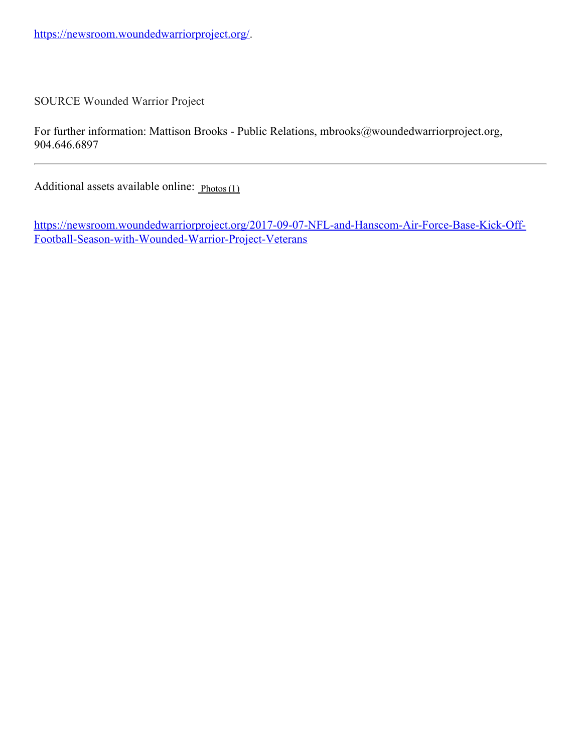https://newsroom.woundedwarriorproject.org/.

SOURCE Wounded Warrior Project

For further information: Mattison Brooks - Public Relations, mbrooks@woundedwarriorproject.org, 904.646.6897

---

Additional assets available online: Photos (1)

https://newsroom.woundedwarriorproject.org/2017-09-07-NFL-and-Hanscom-Air-Force-Base-Kick-Off-Football-Season-with-Wounded-Warrior-Project-Veterans